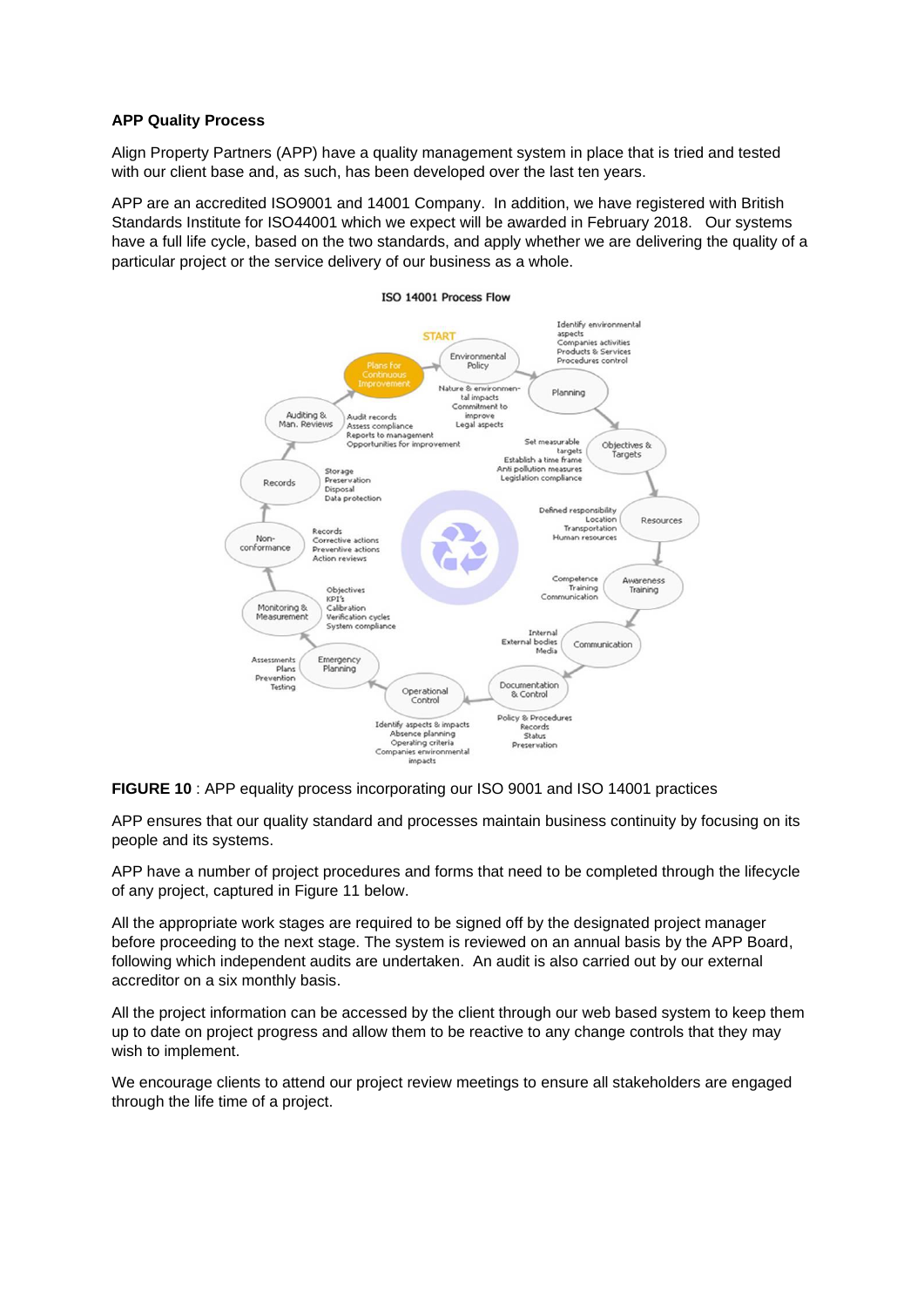**APP Quality Process**

Align Property Partners (APP) have a quality management system in place that is tried and tested with our client base and, as such, has been developed over the last ten years.

APP are an accredited ISO9001 and 14001 Company. In addition, we have registered with British Standards Institute for ISO44001 which we expect will be awarded in February 2018. Our systems have a full life cycle, based on the two standards, and apply whether we are delivering the quality of a particular project or the service delivery of our business as a whole.

ISO 14001 Process Flow

START

Plans for Continuous Improvement → Environmental Policy → Planning → Objectives & Targets → Resources → Awareness Training → Communication → Documentation & Control → Operational Control → Emergency Planning → Monitoring & Measurement → Non-conformance → Records → Auditing & Man. Reviews → Plans for Continuous Improvement

- Environmental Policy: Nature & environmental impacts; Commitment to improve; Legal aspects
- Planning: Identify environmental aspects; Companies activities; Products & Services; Procedures control
- Objectives & Targets: Set measurable targets; Establish a time frame; Anti pollution measures; Legislation compliance
- Resources: Defined responsibility; Location; Transportation; Human resources
- Awareness Training: Competence; Training; Communication
- Communication: Internal; External bodies; Media
- Documentation & Control: Policy & Procedures; Records; Status; Preservation
- Operational Control: Identify aspects & impacts; Absence planning; Operating criteria; Companies environmental impacts
- Emergency Planning: Assessments; Plans; Prevention; Testing
- Monitoring & Measurement: Objectives; KPI's; Calibration; Verification cycles; System compliance
- Non-conformance: Records; Corrective actions; Preventive actions; Action reviews
- Records: Storage; Preservation; Disposal; Data protection
- Auditing & Man. Reviews: Audit records; Assess compliance; Reports to management; Opportunities for improvement

**FIGURE 10** : APP equality process incorporating our ISO 9001 and ISO 14001 practices

APP ensures that our quality standard and processes maintain business continuity by focusing on its people and its systems.

APP have a number of project procedures and forms that need to be completed through the lifecycle of any project, captured in Figure 11 below.

All the appropriate work stages are required to be signed off by the designated project manager before proceeding to the next stage. The system is reviewed on an annual basis by the APP Board, following which independent audits are undertaken. An audit is also carried out by our external accreditor on a six monthly basis.

All the project information can be accessed by the client through our web based system to keep them up to date on project progress and allow them to be reactive to any change controls that they may wish to implement.

We encourage clients to attend our project review meetings to ensure all stakeholders are engaged through the life time of a project.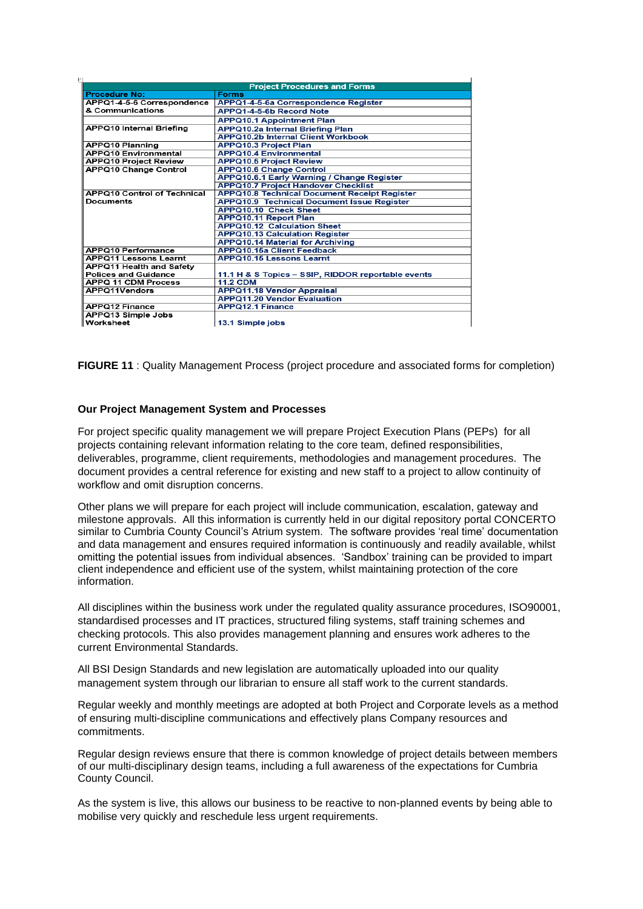| Project Procedures and Forms | |
|---|---|
| **Procedure No:** | **Forms** |
| APPQ1-4-5-6 Correspondence & Communications | APPQ1-4-5-6a Correspondence Register |
| | APPQ1-4-5-6b Record Note |
| | APPQ10.1 Appointment Plan |
| APPQ10 Internal Briefing | APPQ10.2a Internal Briefing Plan |
| | APPQ10.2b Internal Client Workbook |
| APPQ10 Planning | APPQ10.3 Project Plan |
| APPQ10 Environmental | APPQ10.4 Environmental |
| APPQ10 Project Review | APPQ10.5 Project Review |
| APPQ10 Change Control | APPQ10.6 Change Control |
| | APPQ10.6.1 Early Warning / Change Register |
| | APPQ10.7 Project Handover Checklist |
| APPQ10 Control of Technical Documents | APPQ10.8 Technical Document Receipt Register |
| | APPQ10.9 Technical Document Issue Register |
| | APPQ10.10 Check Sheet |
| | APPQ10.11 Report Plan |
| | APPQ10.12 Calculation Sheet |
| | APPQ10.13 Calculation Register |
| | APPQ10.14 Material for Archiving |
| APPQ10 Performance | APPQ10.15a Client Feedback |
| APPQ11 Lessons Learnt | APPQ10.15 Lessons Learnt |
| APPQ11 Health and Safety Polices and Guidance | 11.1 H & S Topics – SSIP, RIDDOR reportable events |
| APPQ 11 CDM Process | 11.2 CDM |
| APPQ11Vendors | APPQ11.18 Vendor Appraisal |
| | APPQ11.20 Vendor Evaluation |
| APPQ12 Finance | APPQ12.1 Finance |
| APPQ13 Simple Jobs Worksheet | 13.1 Simple jobs |

**FIGURE 11** : Quality Management Process (project procedure and associated forms for completion)

**Our Project Management System and Processes**

For project specific quality management we will prepare Project Execution Plans (PEPs) for all projects containing relevant information relating to the core team, defined responsibilities, deliverables, programme, client requirements, methodologies and management procedures. The document provides a central reference for existing and new staff to a project to allow continuity of workflow and omit disruption concerns.

Other plans we will prepare for each project will include communication, escalation, gateway and milestone approvals. All this information is currently held in our digital repository portal CONCERTO similar to Cumbria County Council's Atrium system. The software provides 'real time' documentation and data management and ensures required information is continuously and readily available, whilst omitting the potential issues from individual absences. 'Sandbox' training can be provided to impart client independence and efficient use of the system, whilst maintaining protection of the core information.

All disciplines within the business work under the regulated quality assurance procedures, ISO90001, standardised processes and IT practices, structured filing systems, staff training schemes and checking protocols. This also provides management planning and ensures work adheres to the current Environmental Standards.

All BSI Design Standards and new legislation are automatically uploaded into our quality management system through our librarian to ensure all staff work to the current standards.

Regular weekly and monthly meetings are adopted at both Project and Corporate levels as a method of ensuring multi-discipline communications and effectively plans Company resources and commitments.

Regular design reviews ensure that there is common knowledge of project details between members of our multi-disciplinary design teams, including a full awareness of the expectations for Cumbria County Council.

As the system is live, this allows our business to be reactive to non-planned events by being able to mobilise very quickly and reschedule less urgent requirements.